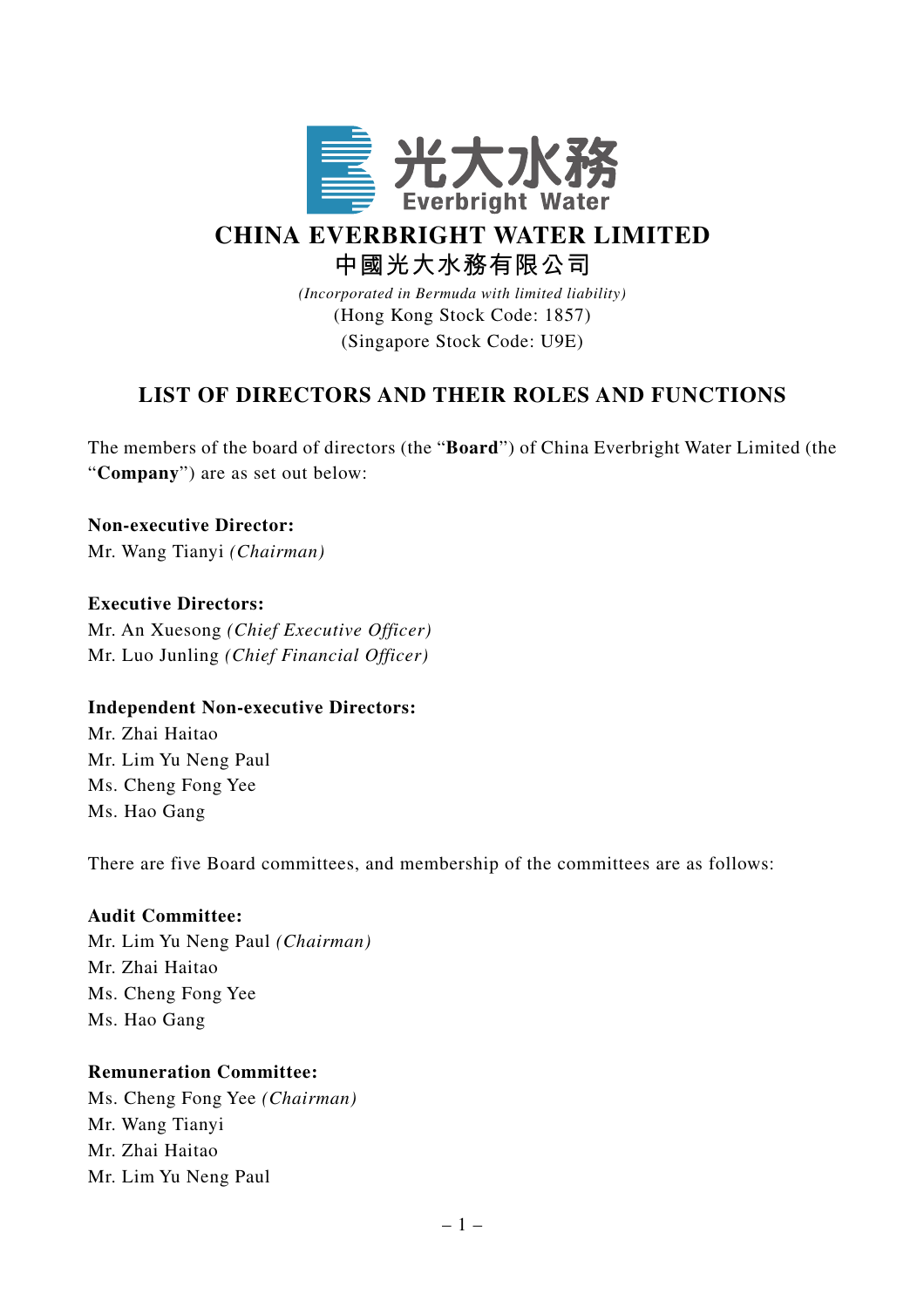# CHINA EVERBRIGHT WATER LIMITED

# 中國光大水務有限公司

*(Incorporated in Bermuda with limited liability)*

(Hong Kong Stock Code: 1857)

(Singapore Stock Code: U9E)

## LIST OF DIRECTORS AND THEIR ROLES AND FUNCTIONS

The members of the board of directors (the "**Board**") of China Everbright Water Limited (the "**Company**") are as set out below:

**Non-executive Director:**

Mr. Wang Tianyi *(Chairman)*

**Executive Directors:**

Mr. An Xuesong *(Chief Executive Officer)*

Mr. Luo Junling *(Chief Financial Officer)*

**Independent Non-executive Directors:**

Mr. Zhai Haitao

Mr. Lim Yu Neng Paul

Ms. Cheng Fong Yee

Ms. Hao Gang

There are five Board committees, and membership of the committees are as follows:

**Audit Committee:**

Mr. Lim Yu Neng Paul *(Chairman)*

Mr. Zhai Haitao

Ms. Cheng Fong Yee

Ms. Hao Gang

**Remuneration Committee:**

Ms. Cheng Fong Yee *(Chairman)*

Mr. Wang Tianyi

Mr. Zhai Haitao

Mr. Lim Yu Neng Paul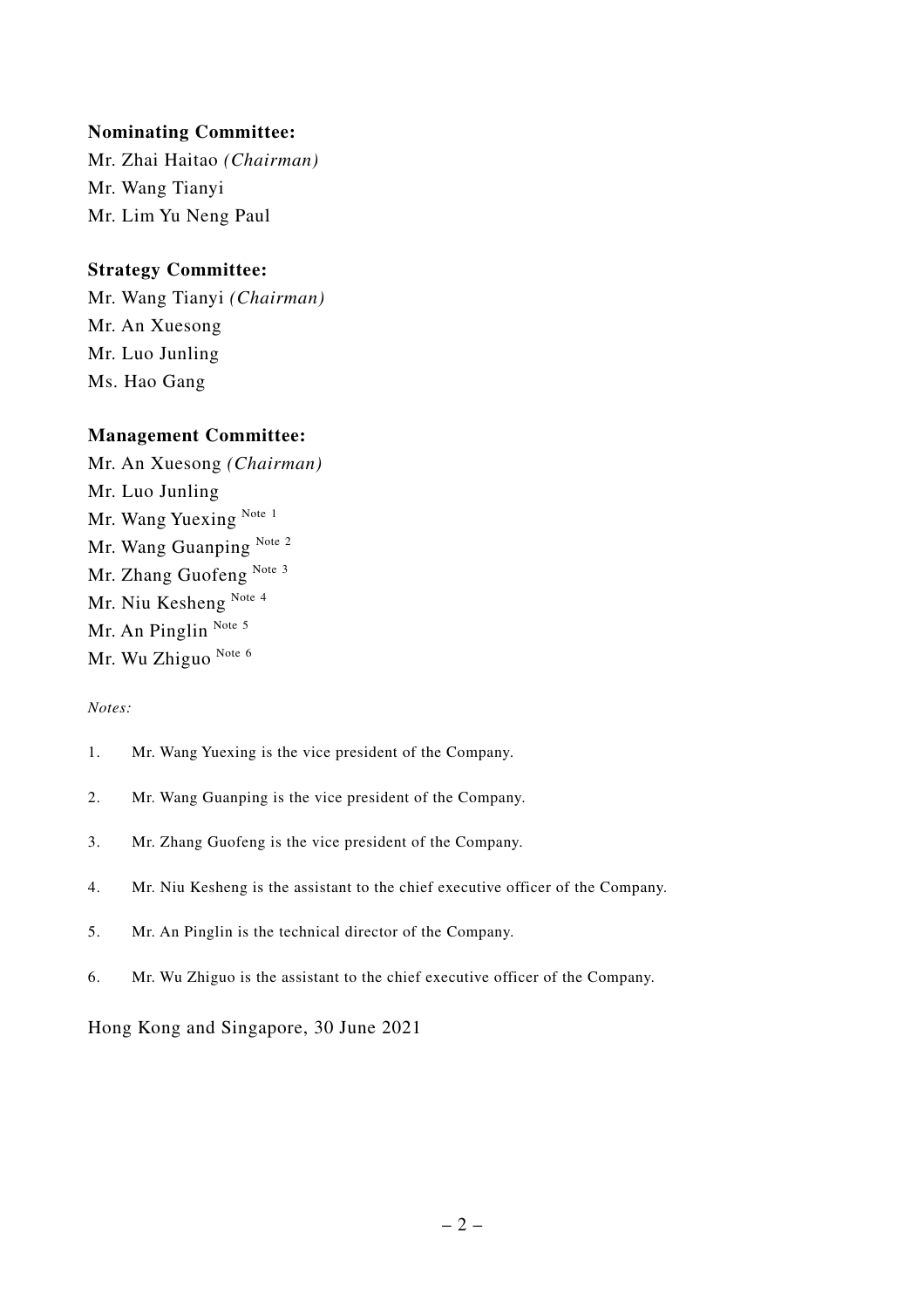**Nominating Committee:**
Mr. Zhai Haitao *(Chairman)*
Mr. Wang Tianyi
Mr. Lim Yu Neng Paul

**Strategy Committee:**
Mr. Wang Tianyi *(Chairman)*
Mr. An Xuesong
Mr. Luo Junling
Ms. Hao Gang

**Management Committee:**
Mr. An Xuesong *(Chairman)*
Mr. Luo Junling
Mr. Wang Yuexing [Note 1]
Mr. Wang Guanping [Note 2]
Mr. Zhang Guofeng [Note 3]
Mr. Niu Kesheng [Note 4]
Mr. An Pinglin [Note 5]
Mr. Wu Zhiguo [Note 6]

*Notes:*

1. Mr. Wang Yuexing is the vice president of the Company.

2. Mr. Wang Guanping is the vice president of the Company.

3. Mr. Zhang Guofeng is the vice president of the Company.

4. Mr. Niu Kesheng is the assistant to the chief executive officer of the Company.

5. Mr. An Pinglin is the technical director of the Company.

6. Mr. Wu Zhiguo is the assistant to the chief executive officer of the Company.

Hong Kong and Singapore, 30 June 2021